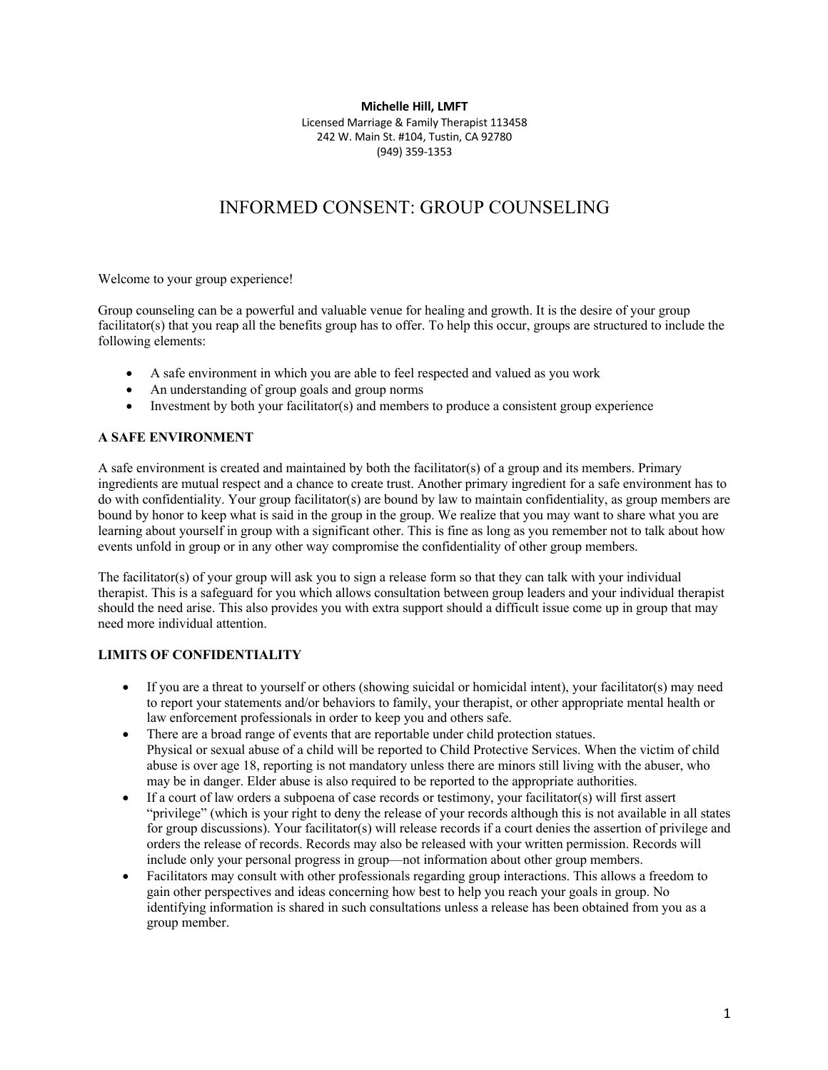**Michelle Hill, LMFT**

Licensed Marriage & Family Therapist 113458
242 W. Main St. #104, Tustin, CA 92780
(949) 359-1353

# INFORMED CONSENT: GROUP COUNSELING

Welcome to your group experience!

Group counseling can be a powerful and valuable venue for healing and growth. It is the desire of your group facilitator(s) that you reap all the benefits group has to offer. To help this occur, groups are structured to include the following elements:

- A safe environment in which you are able to feel respected and valued as you work
- An understanding of group goals and group norms
- Investment by both your facilitator(s) and members to produce a consistent group experience

## A SAFE ENVIRONMENT

A safe environment is created and maintained by both the facilitator(s) of a group and its members. Primary ingredients are mutual respect and a chance to create trust. Another primary ingredient for a safe environment has to do with confidentiality. Your group facilitator(s) are bound by law to maintain confidentiality, as group members are bound by honor to keep what is said in the group in the group. We realize that you may want to share what you are learning about yourself in group with a significant other. This is fine as long as you remember not to talk about how events unfold in group or in any other way compromise the confidentiality of other group members.

The facilitator(s) of your group will ask you to sign a release form so that they can talk with your individual therapist. This is a safeguard for you which allows consultation between group leaders and your individual therapist should the need arise. This also provides you with extra support should a difficult issue come up in group that may need more individual attention.

## LIMITS OF CONFIDENTIALITY

- If you are a threat to yourself or others (showing suicidal or homicidal intent), your facilitator(s) may need to report your statements and/or behaviors to family, your therapist, or other appropriate mental health or law enforcement professionals in order to keep you and others safe.
- There are a broad range of events that are reportable under child protection statues. Physical or sexual abuse of a child will be reported to Child Protective Services. When the victim of child abuse is over age 18, reporting is not mandatory unless there are minors still living with the abuser, who may be in danger. Elder abuse is also required to be reported to the appropriate authorities.
- If a court of law orders a subpoena of case records or testimony, your facilitator(s) will first assert "privilege" (which is your right to deny the release of your records although this is not available in all states for group discussions). Your facilitator(s) will release records if a court denies the assertion of privilege and orders the release of records. Records may also be released with your written permission. Records will include only your personal progress in group—not information about other group members.
- Facilitators may consult with other professionals regarding group interactions. This allows a freedom to gain other perspectives and ideas concerning how best to help you reach your goals in group. No identifying information is shared in such consultations unless a release has been obtained from you as a group member.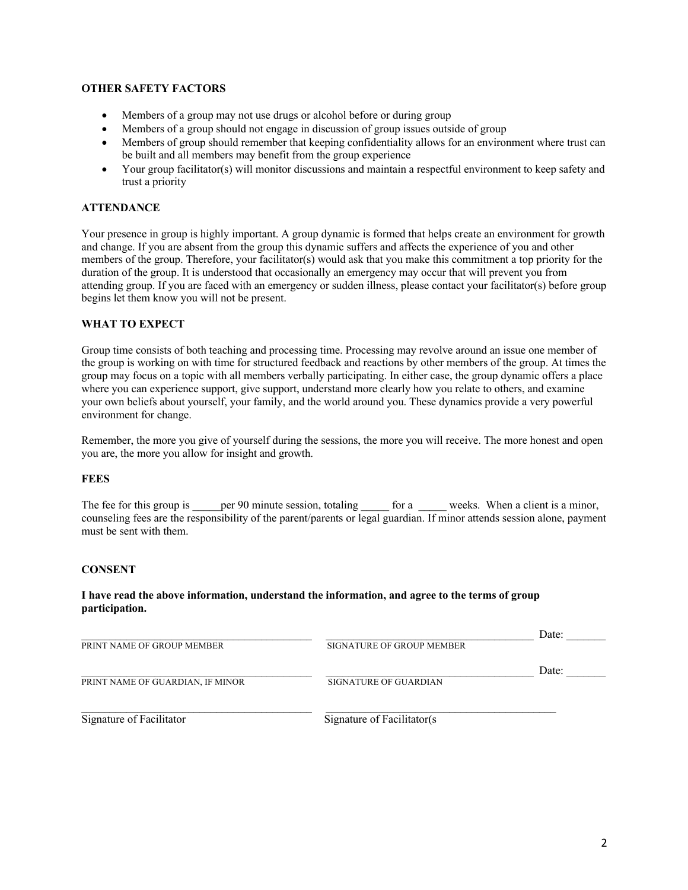**OTHER SAFETY FACTORS**

- Members of a group may not use drugs or alcohol before or during group
- Members of a group should not engage in discussion of group issues outside of group
- Members of group should remember that keeping confidentiality allows for an environment where trust can be built and all members may benefit from the group experience
- Your group facilitator(s) will monitor discussions and maintain a respectful environment to keep safety and trust a priority

**ATTENDANCE**

Your presence in group is highly important. A group dynamic is formed that helps create an environment for growth and change. If you are absent from the group this dynamic suffers and affects the experience of you and other members of the group. Therefore, your facilitator(s) would ask that you make this commitment a top priority for the duration of the group. It is understood that occasionally an emergency may occur that will prevent you from attending group. If you are faced with an emergency or sudden illness, please contact your facilitator(s) before group begins let them know you will not be present.

**WHAT TO EXPECT**

Group time consists of both teaching and processing time. Processing may revolve around an issue one member of the group is working on with time for structured feedback and reactions by other members of the group. At times the group may focus on a topic with all members verbally participating. In either case, the group dynamic offers a place where you can experience support, give support, understand more clearly how you relate to others, and examine your own beliefs about yourself, your family, and the world around you. These dynamics provide a very powerful environment for change.

Remember, the more you give of yourself during the sessions, the more you will receive. The more honest and open you are, the more you allow for insight and growth.

**FEES**

The fee for this group is _____per 90 minute session, totaling _____ for a _____ weeks. When a client is a minor, counseling fees are the responsibility of the parent/parents or legal guardian. If minor attends session alone, payment must be sent with them.

**CONSENT**

**I have read the above information, understand the information, and agree to the terms of group participation.**

_____________________________________________ _____________________________________________ Date: _______
PRINT NAME OF GROUP MEMBER SIGNATURE OF GROUP MEMBER

_____________________________________________ _____________________________________________ Date: _______
PRINT NAME OF GUARDIAN, IF MINOR SIGNATURE OF GUARDIAN

_____________________________________________ _____________________________________________
Signature of Facilitator Signature of Facilitator(s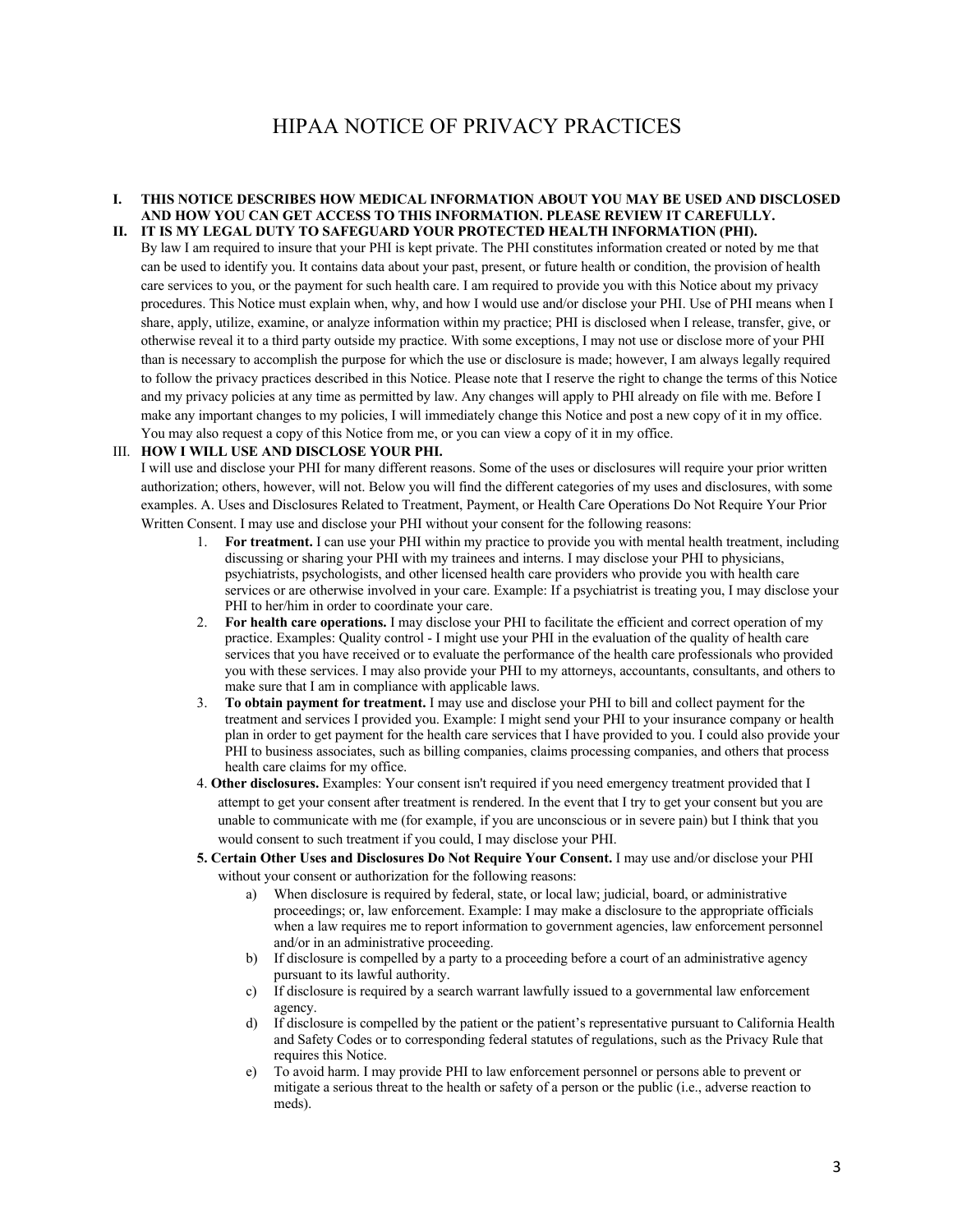# HIPAA NOTICE OF PRIVACY PRACTICES

**I. THIS NOTICE DESCRIBES HOW MEDICAL INFORMATION ABOUT YOU MAY BE USED AND DISCLOSED AND HOW YOU CAN GET ACCESS TO THIS INFORMATION. PLEASE REVIEW IT CAREFULLY.**

**II. IT IS MY LEGAL DUTY TO SAFEGUARD YOUR PROTECTED HEALTH INFORMATION (PHI).**

By law I am required to insure that your PHI is kept private. The PHI constitutes information created or noted by me that can be used to identify you. It contains data about your past, present, or future health or condition, the provision of health care services to you, or the payment for such health care. I am required to provide you with this Notice about my privacy procedures. This Notice must explain when, why, and how I would use and/or disclose your PHI. Use of PHI means when I share, apply, utilize, examine, or analyze information within my practice; PHI is disclosed when I release, transfer, give, or otherwise reveal it to a third party outside my practice. With some exceptions, I may not use or disclose more of your PHI than is necessary to accomplish the purpose for which the use or disclosure is made; however, I am always legally required to follow the privacy practices described in this Notice. Please note that I reserve the right to change the terms of this Notice and my privacy policies at any time as permitted by law. Any changes will apply to PHI already on file with me. Before I make any important changes to my policies, I will immediately change this Notice and post a new copy of it in my office. You may also request a copy of this Notice from me, or you can view a copy of it in my office.

III. **HOW I WILL USE AND DISCLOSE YOUR PHI.**

I will use and disclose your PHI for many different reasons. Some of the uses or disclosures will require your prior written authorization; others, however, will not. Below you will find the different categories of my uses and disclosures, with some examples. A. Uses and Disclosures Related to Treatment, Payment, or Health Care Operations Do Not Require Your Prior Written Consent. I may use and disclose your PHI without your consent for the following reasons:

1. **For treatment.** I can use your PHI within my practice to provide you with mental health treatment, including discussing or sharing your PHI with my trainees and interns. I may disclose your PHI to physicians, psychiatrists, psychologists, and other licensed health care providers who provide you with health care services or are otherwise involved in your care. Example: If a psychiatrist is treating you, I may disclose your PHI to her/him in order to coordinate your care.
2. **For health care operations.** I may disclose your PHI to facilitate the efficient and correct operation of my practice. Examples: Quality control - I might use your PHI in the evaluation of the quality of health care services that you have received or to evaluate the performance of the health care professionals who provided you with these services. I may also provide your PHI to my attorneys, accountants, consultants, and others to make sure that I am in compliance with applicable laws.
3. **To obtain payment for treatment.** I may use and disclose your PHI to bill and collect payment for the treatment and services I provided you. Example: I might send your PHI to your insurance company or health plan in order to get payment for the health care services that I have provided to you. I could also provide your PHI to business associates, such as billing companies, claims processing companies, and others that process health care claims for my office.
4. **Other disclosures.** Examples: Your consent isn't required if you need emergency treatment provided that I attempt to get your consent after treatment is rendered. In the event that I try to get your consent but you are unable to communicate with me (for example, if you are unconscious or in severe pain) but I think that you would consent to such treatment if you could, I may disclose your PHI.
5. **Certain Other Uses and Disclosures Do Not Require Your Consent.** I may use and/or disclose your PHI without your consent or authorization for the following reasons:
   a) When disclosure is required by federal, state, or local law; judicial, board, or administrative proceedings; or, law enforcement. Example: I may make a disclosure to the appropriate officials when a law requires me to report information to government agencies, law enforcement personnel and/or in an administrative proceeding.
   b) If disclosure is compelled by a party to a proceeding before a court of an administrative agency pursuant to its lawful authority.
   c) If disclosure is required by a search warrant lawfully issued to a governmental law enforcement agency.
   d) If disclosure is compelled by the patient or the patient's representative pursuant to California Health and Safety Codes or to corresponding federal statutes of regulations, such as the Privacy Rule that requires this Notice.
   e) To avoid harm. I may provide PHI to law enforcement personnel or persons able to prevent or mitigate a serious threat to the health or safety of a person or the public (i.e., adverse reaction to meds).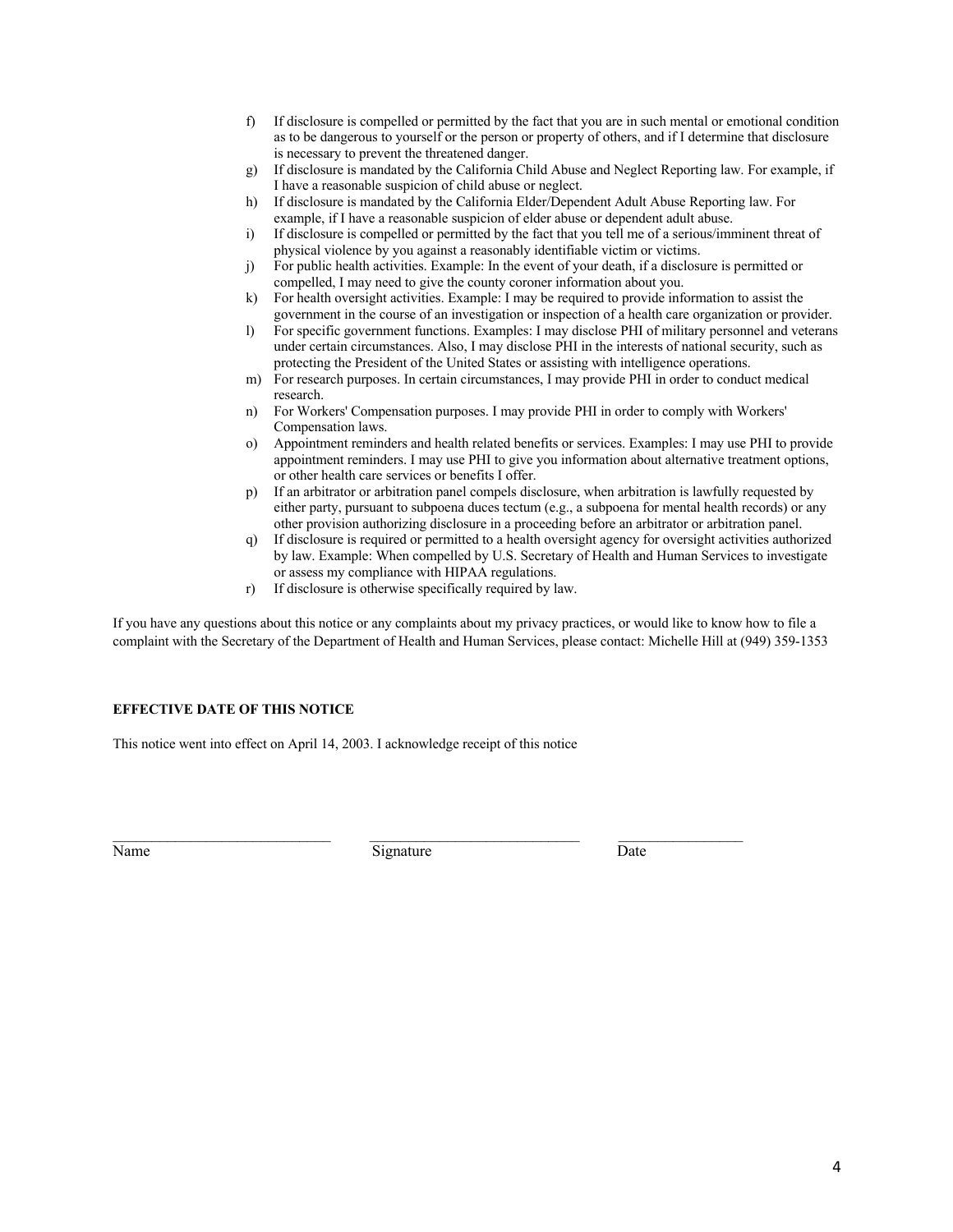f) If disclosure is compelled or permitted by the fact that you are in such mental or emotional condition as to be dangerous to yourself or the person or property of others, and if I determine that disclosure is necessary to prevent the threatened danger.
g) If disclosure is mandated by the California Child Abuse and Neglect Reporting law. For example, if I have a reasonable suspicion of child abuse or neglect.
h) If disclosure is mandated by the California Elder/Dependent Adult Abuse Reporting law. For example, if I have a reasonable suspicion of elder abuse or dependent adult abuse.
i) If disclosure is compelled or permitted by the fact that you tell me of a serious/imminent threat of physical violence by you against a reasonably identifiable victim or victims.
j) For public health activities. Example: In the event of your death, if a disclosure is permitted or compelled, I may need to give the county coroner information about you.
k) For health oversight activities. Example: I may be required to provide information to assist the government in the course of an investigation or inspection of a health care organization or provider.
l) For specific government functions. Examples: I may disclose PHI of military personnel and veterans under certain circumstances. Also, I may disclose PHI in the interests of national security, such as protecting the President of the United States or assisting with intelligence operations.
m) For research purposes. In certain circumstances, I may provide PHI in order to conduct medical research.
n) For Workers' Compensation purposes. I may provide PHI in order to comply with Workers' Compensation laws.
o) Appointment reminders and health related benefits or services. Examples: I may use PHI to provide appointment reminders. I may use PHI to give you information about alternative treatment options, or other health care services or benefits I offer.
p) If an arbitrator or arbitration panel compels disclosure, when arbitration is lawfully requested by either party, pursuant to subpoena duces tectum (e.g., a subpoena for mental health records) or any other provision authorizing disclosure in a proceeding before an arbitrator or arbitration panel.
q) If disclosure is required or permitted to a health oversight agency for oversight activities authorized by law. Example: When compelled by U.S. Secretary of Health and Human Services to investigate or assess my compliance with HIPAA regulations.
r) If disclosure is otherwise specifically required by law.

If you have any questions about this notice or any complaints about my privacy practices, or would like to know how to file a complaint with the Secretary of the Department of Health and Human Services, please contact: Michelle Hill at (949) 359-1353

**EFFECTIVE DATE OF THIS NOTICE**

This notice went into effect on April 14, 2003. I acknowledge receipt of this notice

_____________________________ _____________________________ ________________

Name Signature Date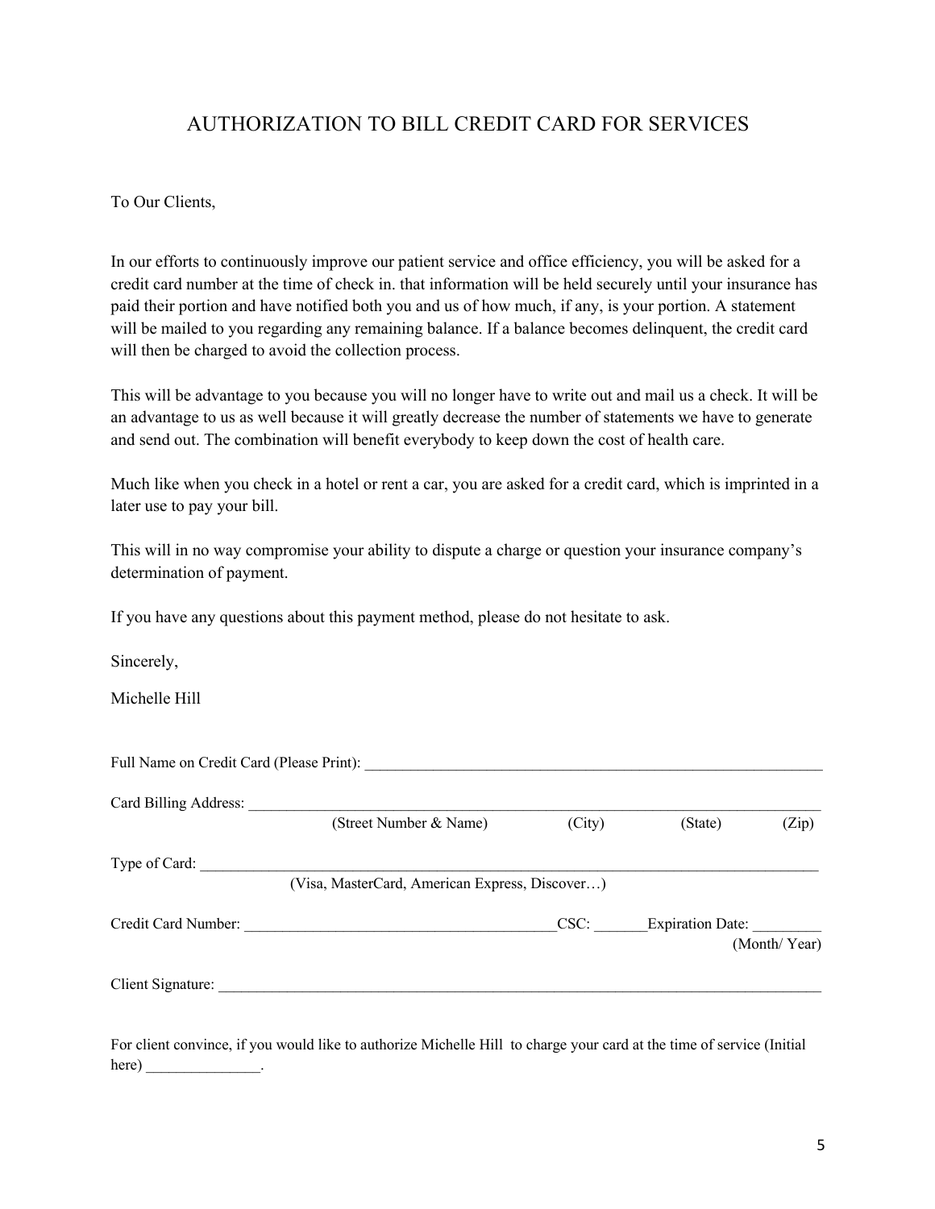# AUTHORIZATION TO BILL CREDIT CARD FOR SERVICES

To Our Clients,

In our efforts to continuously improve our patient service and office efficiency, you will be asked for a credit card number at the time of check in. that information will be held securely until your insurance has paid their portion and have notified both you and us of how much, if any, is your portion. A statement will be mailed to you regarding any remaining balance. If a balance becomes delinquent, the credit card will then be charged to avoid the collection process.

This will be advantage to you because you will no longer have to write out and mail us a check. It will be an advantage to us as well because it will greatly decrease the number of statements we have to generate and send out. The combination will benefit everybody to keep down the cost of health care.

Much like when you check in a hotel or rent a car, you are asked for a credit card, which is imprinted in a later use to pay your bill.

This will in no way compromise your ability to dispute a charge or question your insurance company's determination of payment.

If you have any questions about this payment method, please do not hesitate to ask.

Sincerely,

Michelle Hill

Full Name on Credit Card (Please Print): ______________________________________________

Card Billing Address: ______________________________________________________________
(Street Number & Name) (City) (State) (Zip)

Type of Card: ____________________________________________________________________
(Visa, MasterCard, American Express, Discover…)

Credit Card Number: ______________________________ CSC: _______ Expiration Date: _________
(Month/ Year)

Client Signature: _________________________________________________________________

For client convince, if you would like to authorize Michelle Hill to charge your card at the time of service (Initial here) _______________.